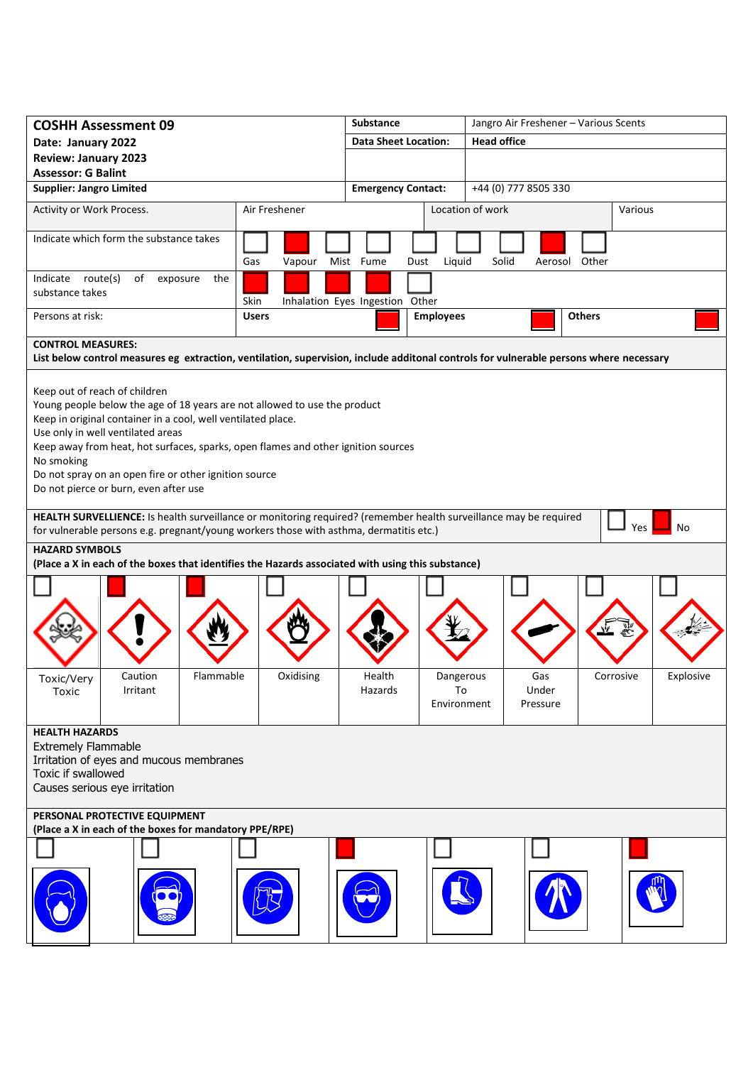| **COSHH Assessment 09**<br>**Date: January 2022**<br>**Review: January 2023**<br>**Assessor: G Balint** | **Substance** | Jangro Air Freshener – Various Scents |
|---|---|---|
| | **Data Sheet Location:** | **Head office** |
| **Supplier: Jangro Limited** | **Emergency Contact:** | +44 (0) 777 8505 330 |

| | | | |
|---|---|---|---|
| Activity or Work Process. | Air Freshener | Location of work | Various |

**Indicate which form the substance takes**

| Gas | Vapour | Mist | Fume | Dust | Liquid | Solid | Aerosol | Other |
|---|---|---|---|---|---|---|---|---|
| | X | | | | | | X | |

**Indicate route(s) of exposure the substance takes**

| Skin | Inhalation | Eyes | Ingestion | Other |
|---|---|---|---|---|
| X | X | X | X | |

**Persons at risk:**

| Users | Employees | Others |
|---|---|---|
| X | X | X |

**CONTROL MEASURES:**
**List below control measures eg extraction, ventilation, supervision, include additonal controls for vulnerable persons where necessary**

Keep out of reach of children
Young people below the age of 18 years are not allowed to use the product
Keep in original container in a cool, well ventilated place.
Use only in well ventilated areas
Keep away from heat, hot surfaces, sparks, open flames and other ignition sources
No smoking
Do not spray on an open fire or other ignition source
Do not pierce or burn, even after use

**HEALTH SURVELLIENCE:** Is health surveillance or monitoring required? (remember health surveillance may be required for vulnerable persons e.g. pregnant/young workers those with asthma, dermatitis etc.)

| Yes | No |
|---|---|
| | X |

**HAZARD SYMBOLS**
**(Place a X in each of the boxes that identifies the Hazards associated with using this substance)**

| Toxic/Very Toxic | Caution Irritant | Flammable | Oxidising | Health Hazards | Dangerous To Environment | Gas Under Pressure | Corrosive | Explosive |
|---|---|---|---|---|---|---|---|---|
| | X | X | | | | | | |

**HEALTH HAZARDS**
Extremely Flammable
Irritation of eyes and mucous membranes
Toxic if swallowed
Causes serious eye irritation

**PERSONAL PROTECTIVE EQUIPMENT**
**(Place a X in each of the boxes for mandatory PPE/RPE)**

| Dust mask | Respirator | Face shield | Safety goggles | Safety boots | Protective clothing | Gloves |
|---|---|---|---|---|---|---|
| | | | X | | | X |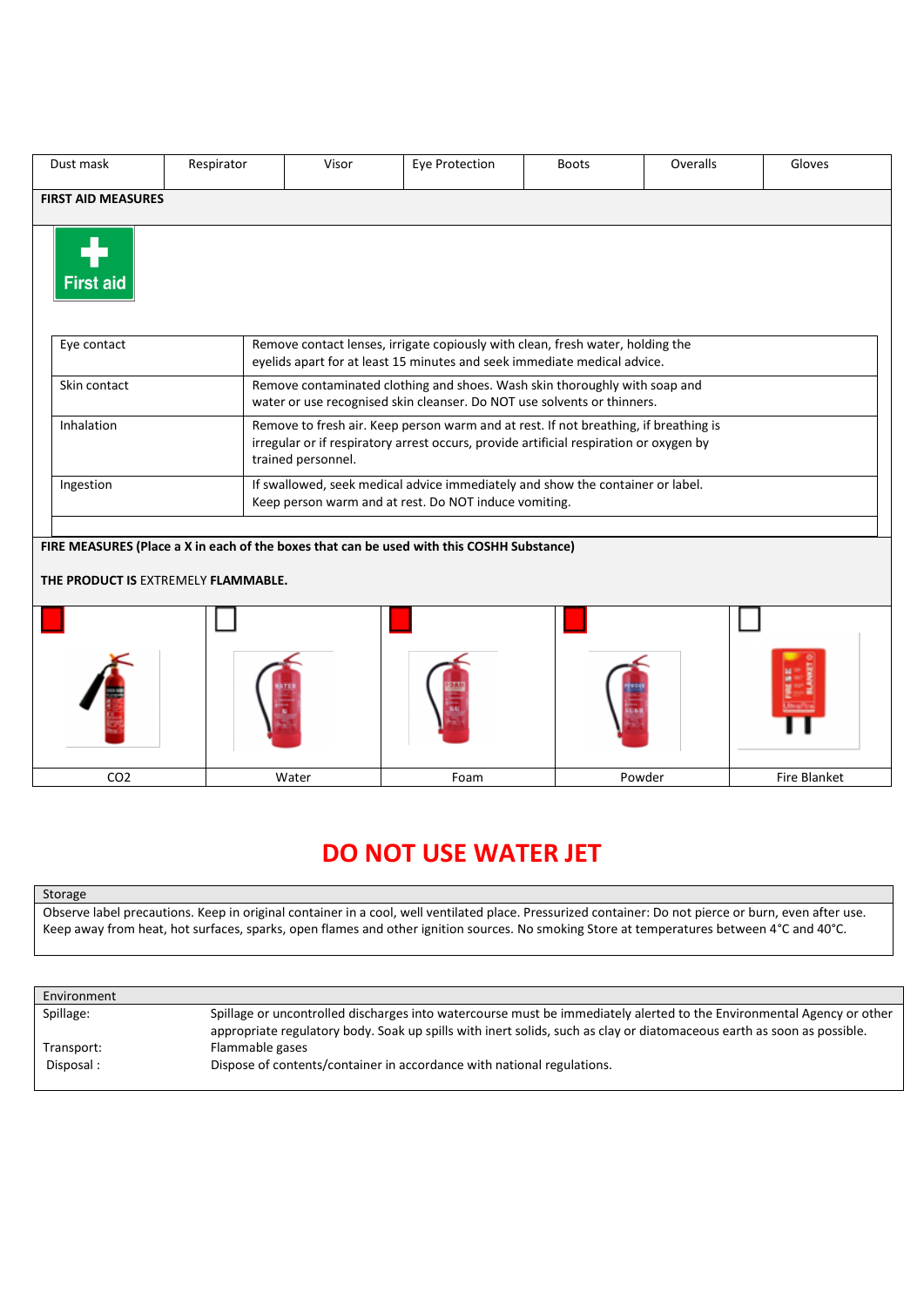| Dust mask | Respirator | Visor | Eye Protection | Boots | Overalls | Gloves |
|---|---|---|---|---|---|---|

**FIRST AID MEASURES**

First aid

| | |
|---|---|
| Eye contact | Remove contact lenses, irrigate copiously with clean, fresh water, holding the eyelids apart for at least 15 minutes and seek immediate medical advice. |
| Skin contact | Remove contaminated clothing and shoes. Wash skin thoroughly with soap and water or use recognised skin cleanser. Do NOT use solvents or thinners. |
| Inhalation | Remove to fresh air. Keep person warm and at rest. If not breathing, if breathing is irregular or if respiratory arrest occurs, provide artificial respiration or oxygen by trained personnel. |
| Ingestion | If swallowed, seek medical advice immediately and show the container or label. Keep person warm and at rest. Do NOT induce vomiting. |

**FIRE MEASURES (Place a X in each of the boxes that can be used with this COSHH Substance)**

**THE PRODUCT IS** EXTREMELY **FLAMMABLE.**

| $CO_2$ | Water | Foam | Powder | Fire Blanket |
|---|---|---|---|---|
| ■ | ☐ | ■ | ■ | ☐ |

# DO NOT USE WATER JET

| Storage |
|---|
| Observe label precautions. Keep in original container in a cool, well ventilated place. Pressurized container: Do not pierce or burn, even after use. Keep away from heat, hot surfaces, sparks, open flames and other ignition sources. No smoking Store at temperatures between 4°C and 40°C. |

| Environment | |
|---|---|
| Spillage: | Spillage or uncontrolled discharges into watercourse must be immediately alerted to the Environmental Agency or other appropriate regulatory body. Soak up spills with inert solids, such as clay or diatomaceous earth as soon as possible. |
| Transport: | Flammable gases |
| Disposal : | Dispose of contents/container in accordance with national regulations. |